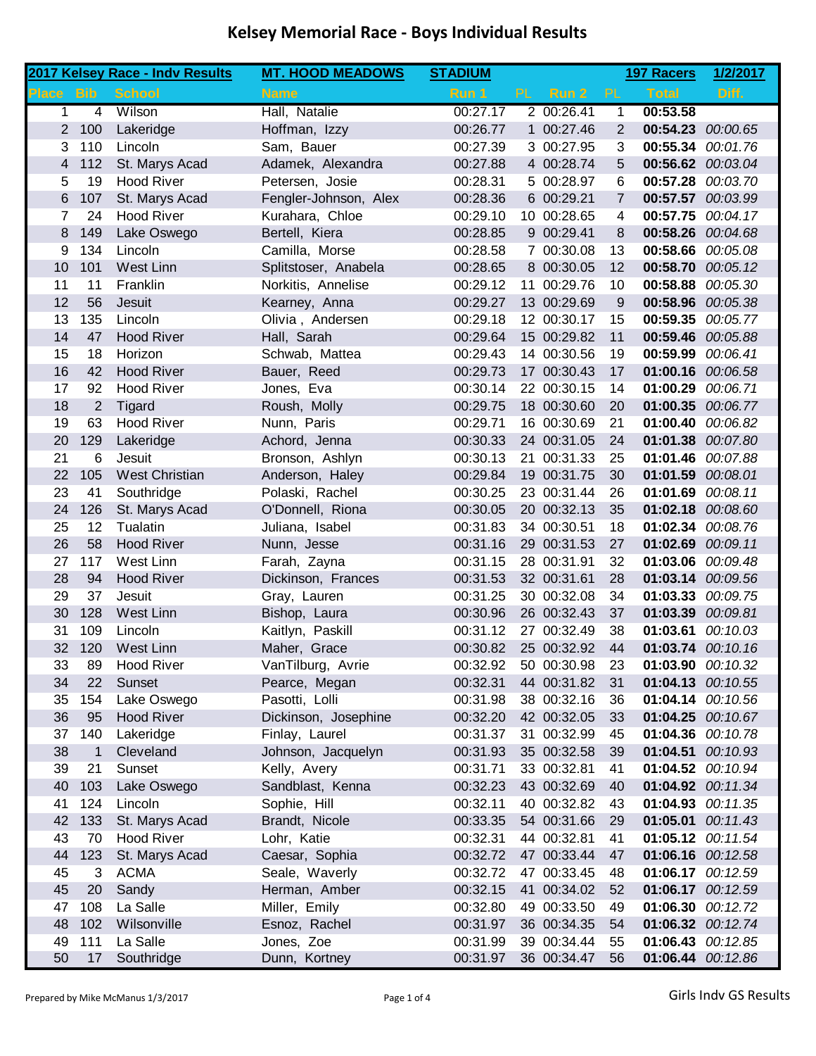# Kelsey Memorial Race - Boys Individual Results

| 2017 Kelsey Race - Indv Results | | | MT. HOOD MEADOWS | STADIUM | | | | 197 Racers | 1/2/2017 |
|---|---|---|---|---|---|---|---|---|---|
| Place | Bib | School | Name | Run 1 | PL | Run 2 | PL | Total | Diff. |
| 1 | 4 | Wilson | Hall, Natalie | 00:27.17 | 2 | 00:26.41 | 1 | **00:53.58** | |
| 2 | 100 | Lakeridge | Hoffman, Izzy | 00:26.77 | 1 | 00:27.46 | 2 | **00:54.23** | *00:00.65* |
| 3 | 110 | Lincoln | Sam, Bauer | 00:27.39 | 3 | 00:27.95 | 3 | **00:55.34** | *00:01.76* |
| 4 | 112 | St. Marys Acad | Adamek, Alexandra | 00:27.88 | 4 | 00:28.74 | 5 | **00:56.62** | *00:03.04* |
| 5 | 19 | Hood River | Petersen, Josie | 00:28.31 | 5 | 00:28.97 | 6 | **00:57.28** | *00:03.70* |
| 6 | 107 | St. Marys Acad | Fengler-Johnson, Alex | 00:28.36 | 6 | 00:29.21 | 7 | **00:57.57** | *00:03.99* |
| 7 | 24 | Hood River | Kurahara, Chloe | 00:29.10 | 10 | 00:28.65 | 4 | **00:57.75** | *00:04.17* |
| 8 | 149 | Lake Oswego | Bertell, Kiera | 00:28.85 | 9 | 00:29.41 | 8 | **00:58.26** | *00:04.68* |
| 9 | 134 | Lincoln | Camilla, Morse | 00:28.58 | 7 | 00:30.08 | 13 | **00:58.66** | *00:05.08* |
| 10 | 101 | West Linn | Splitstoser, Anabela | 00:28.65 | 8 | 00:30.05 | 12 | **00:58.70** | *00:05.12* |
| 11 | 11 | Franklin | Norkitis, Annelise | 00:29.12 | 11 | 00:29.76 | 10 | **00:58.88** | *00:05.30* |
| 12 | 56 | Jesuit | Kearney, Anna | 00:29.27 | 13 | 00:29.69 | 9 | **00:58.96** | *00:05.38* |
| 13 | 135 | Lincoln | Olivia , Andersen | 00:29.18 | 12 | 00:30.17 | 15 | **00:59.35** | *00:05.77* |
| 14 | 47 | Hood River | Hall, Sarah | 00:29.64 | 15 | 00:29.82 | 11 | **00:59.46** | *00:05.88* |
| 15 | 18 | Horizon | Schwab, Mattea | 00:29.43 | 14 | 00:30.56 | 19 | **00:59.99** | *00:06.41* |
| 16 | 42 | Hood River | Bauer, Reed | 00:29.73 | 17 | 00:30.43 | 17 | **01:00.16** | *00:06.58* |
| 17 | 92 | Hood River | Jones, Eva | 00:30.14 | 22 | 00:30.15 | 14 | **01:00.29** | *00:06.71* |
| 18 | 2 | Tigard | Roush, Molly | 00:29.75 | 18 | 00:30.60 | 20 | **01:00.35** | *00:06.77* |
| 19 | 63 | Hood River | Nunn, Paris | 00:29.71 | 16 | 00:30.69 | 21 | **01:00.40** | *00:06.82* |
| 20 | 129 | Lakeridge | Achord, Jenna | 00:30.33 | 24 | 00:31.05 | 24 | **01:01.38** | *00:07.80* |
| 21 | 6 | Jesuit | Bronson, Ashlyn | 00:30.13 | 21 | 00:31.33 | 25 | **01:01.46** | *00:07.88* |
| 22 | 105 | West Christian | Anderson, Haley | 00:29.84 | 19 | 00:31.75 | 30 | **01:01.59** | *00:08.01* |
| 23 | 41 | Southridge | Polaski, Rachel | 00:30.25 | 23 | 00:31.44 | 26 | **01:01.69** | *00:08.11* |
| 24 | 126 | St. Marys Acad | O'Donnell, Riona | 00:30.05 | 20 | 00:32.13 | 35 | **01:02.18** | *00:08.60* |
| 25 | 12 | Tualatin | Juliana, Isabel | 00:31.83 | 34 | 00:30.51 | 18 | **01:02.34** | *00:08.76* |
| 26 | 58 | Hood River | Nunn, Jesse | 00:31.16 | 29 | 00:31.53 | 27 | **01:02.69** | *00:09.11* |
| 27 | 117 | West Linn | Farah, Zayna | 00:31.15 | 28 | 00:31.91 | 32 | **01:03.06** | *00:09.48* |
| 28 | 94 | Hood River | Dickinson, Frances | 00:31.53 | 32 | 00:31.61 | 28 | **01:03.14** | *00:09.56* |
| 29 | 37 | Jesuit | Gray, Lauren | 00:31.25 | 30 | 00:32.08 | 34 | **01:03.33** | *00:09.75* |
| 30 | 128 | West Linn | Bishop, Laura | 00:30.96 | 26 | 00:32.43 | 37 | **01:03.39** | *00:09.81* |
| 31 | 109 | Lincoln | Kaitlyn, Paskill | 00:31.12 | 27 | 00:32.49 | 38 | **01:03.61** | *00:10.03* |
| 32 | 120 | West Linn | Maher, Grace | 00:30.82 | 25 | 00:32.92 | 44 | **01:03.74** | *00:10.16* |
| 33 | 89 | Hood River | VanTilburg, Avrie | 00:32.92 | 50 | 00:30.98 | 23 | **01:03.90** | *00:10.32* |
| 34 | 22 | Sunset | Pearce, Megan | 00:32.31 | 44 | 00:31.82 | 31 | **01:04.13** | *00:10.55* |
| 35 | 154 | Lake Oswego | Pasotti, Lolli | 00:31.98 | 38 | 00:32.16 | 36 | **01:04.14** | *00:10.56* |
| 36 | 95 | Hood River | Dickinson, Josephine | 00:32.20 | 42 | 00:32.05 | 33 | **01:04.25** | *00:10.67* |
| 37 | 140 | Lakeridge | Finlay, Laurel | 00:31.37 | 31 | 00:32.99 | 45 | **01:04.36** | *00:10.78* |
| 38 | 1 | Cleveland | Johnson, Jacquelyn | 00:31.93 | 35 | 00:32.58 | 39 | **01:04.51** | *00:10.93* |
| 39 | 21 | Sunset | Kelly, Avery | 00:31.71 | 33 | 00:32.81 | 41 | **01:04.52** | *00:10.94* |
| 40 | 103 | Lake Oswego | Sandblast, Kenna | 00:32.23 | 43 | 00:32.69 | 40 | **01:04.92** | *00:11.34* |
| 41 | 124 | Lincoln | Sophie, Hill | 00:32.11 | 40 | 00:32.82 | 43 | **01:04.93** | *00:11.35* |
| 42 | 133 | St. Marys Acad | Brandt, Nicole | 00:33.35 | 54 | 00:31.66 | 29 | **01:05.01** | *00:11.43* |
| 43 | 70 | Hood River | Lohr, Katie | 00:32.31 | 44 | 00:32.81 | 41 | **01:05.12** | *00:11.54* |
| 44 | 123 | St. Marys Acad | Caesar, Sophia | 00:32.72 | 47 | 00:33.44 | 47 | **01:06.16** | *00:12.58* |
| 45 | 3 | ACMA | Seale, Waverly | 00:32.72 | 47 | 00:33.45 | 48 | **01:06.17** | *00:12.59* |
| 45 | 20 | Sandy | Herman, Amber | 00:32.15 | 41 | 00:34.02 | 52 | **01:06.17** | *00:12.59* |
| 47 | 108 | La Salle | Miller, Emily | 00:32.80 | 49 | 00:33.50 | 49 | **01:06.30** | *00:12.72* |
| 48 | 102 | Wilsonville | Esnoz, Rachel | 00:31.97 | 36 | 00:34.35 | 54 | **01:06.32** | *00:12.74* |
| 49 | 111 | La Salle | Jones, Zoe | 00:31.99 | 39 | 00:34.44 | 55 | **01:06.43** | *00:12.85* |
| 50 | 17 | Southridge | Dunn, Kortney | 00:31.97 | 36 | 00:34.47 | 56 | **01:06.44** | *00:12.86* |

Prepared by Mike McManus 1/3/2017

Girls Indv GS Results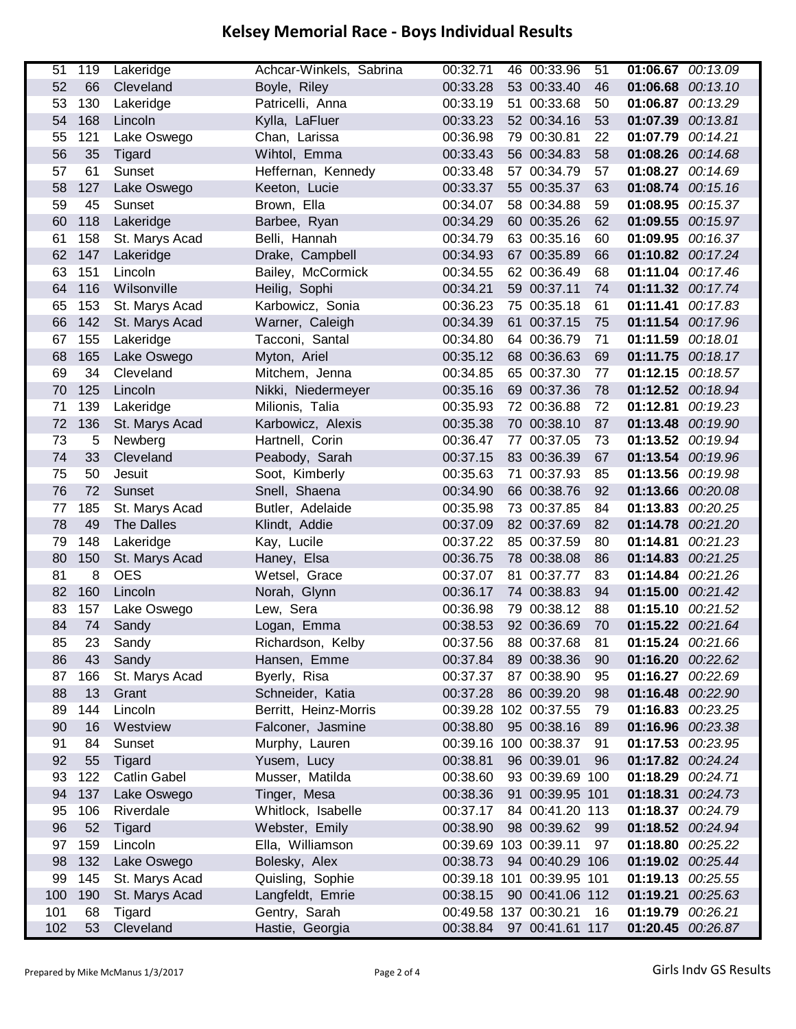# Kelsey Memorial Race - Boys Individual Results

| | | | | | | | | | |
|---|---|---|---|---|---|---|---|---|---|
| 51 | 119 | Lakeridge | Achcar-Winkels, Sabrina | 00:32.71 | 46 | 00:33.96 | 51 | **01:06.67** | *00:13.09* |
| 52 | 66 | Cleveland | Boyle, Riley | 00:33.28 | 53 | 00:33.40 | 46 | **01:06.68** | *00:13.10* |
| 53 | 130 | Lakeridge | Patricelli, Anna | 00:33.19 | 51 | 00:33.68 | 50 | **01:06.87** | *00:13.29* |
| 54 | 168 | Lincoln | Kylla, LaFluer | 00:33.23 | 52 | 00:34.16 | 53 | **01:07.39** | *00:13.81* |
| 55 | 121 | Lake Oswego | Chan, Larissa | 00:36.98 | 79 | 00:30.81 | 22 | **01:07.79** | *00:14.21* |
| 56 | 35 | Tigard | Wihtol, Emma | 00:33.43 | 56 | 00:34.83 | 58 | **01:08.26** | *00:14.68* |
| 57 | 61 | Sunset | Heffernan, Kennedy | 00:33.48 | 57 | 00:34.79 | 57 | **01:08.27** | *00:14.69* |
| 58 | 127 | Lake Oswego | Keeton, Lucie | 00:33.37 | 55 | 00:35.37 | 63 | **01:08.74** | *00:15.16* |
| 59 | 45 | Sunset | Brown, Ella | 00:34.07 | 58 | 00:34.88 | 59 | **01:08.95** | *00:15.37* |
| 60 | 118 | Lakeridge | Barbee, Ryan | 00:34.29 | 60 | 00:35.26 | 62 | **01:09.55** | *00:15.97* |
| 61 | 158 | St. Marys Acad | Belli, Hannah | 00:34.79 | 63 | 00:35.16 | 60 | **01:09.95** | *00:16.37* |
| 62 | 147 | Lakeridge | Drake, Campbell | 00:34.93 | 67 | 00:35.89 | 66 | **01:10.82** | *00:17.24* |
| 63 | 151 | Lincoln | Bailey, McCormick | 00:34.55 | 62 | 00:36.49 | 68 | **01:11.04** | *00:17.46* |
| 64 | 116 | Wilsonville | Heilig, Sophi | 00:34.21 | 59 | 00:37.11 | 74 | **01:11.32** | *00:17.74* |
| 65 | 153 | St. Marys Acad | Karbowicz, Sonia | 00:36.23 | 75 | 00:35.18 | 61 | **01:11.41** | *00:17.83* |
| 66 | 142 | St. Marys Acad | Warner, Caleigh | 00:34.39 | 61 | 00:37.15 | 75 | **01:11.54** | *00:17.96* |
| 67 | 155 | Lakeridge | Tacconi, Santal | 00:34.80 | 64 | 00:36.79 | 71 | **01:11.59** | *00:18.01* |
| 68 | 165 | Lake Oswego | Myton, Ariel | 00:35.12 | 68 | 00:36.63 | 69 | **01:11.75** | *00:18.17* |
| 69 | 34 | Cleveland | Mitchem, Jenna | 00:34.85 | 65 | 00:37.30 | 77 | **01:12.15** | *00:18.57* |
| 70 | 125 | Lincoln | Nikki, Niedermeyer | 00:35.16 | 69 | 00:37.36 | 78 | **01:12.52** | *00:18.94* |
| 71 | 139 | Lakeridge | Milionis, Talia | 00:35.93 | 72 | 00:36.88 | 72 | **01:12.81** | *00:19.23* |
| 72 | 136 | St. Marys Acad | Karbowicz, Alexis | 00:35.38 | 70 | 00:38.10 | 87 | **01:13.48** | *00:19.90* |
| 73 | 5 | Newberg | Hartnell, Corin | 00:36.47 | 77 | 00:37.05 | 73 | **01:13.52** | *00:19.94* |
| 74 | 33 | Cleveland | Peabody, Sarah | 00:37.15 | 83 | 00:36.39 | 67 | **01:13.54** | *00:19.96* |
| 75 | 50 | Jesuit | Soot, Kimberly | 00:35.63 | 71 | 00:37.93 | 85 | **01:13.56** | *00:19.98* |
| 76 | 72 | Sunset | Snell, Shaena | 00:34.90 | 66 | 00:38.76 | 92 | **01:13.66** | *00:20.08* |
| 77 | 185 | St. Marys Acad | Butler, Adelaide | 00:35.98 | 73 | 00:37.85 | 84 | **01:13.83** | *00:20.25* |
| 78 | 49 | The Dalles | Klindt, Addie | 00:37.09 | 82 | 00:37.69 | 82 | **01:14.78** | *00:21.20* |
| 79 | 148 | Lakeridge | Kay, Lucile | 00:37.22 | 85 | 00:37.59 | 80 | **01:14.81** | *00:21.23* |
| 80 | 150 | St. Marys Acad | Haney, Elsa | 00:36.75 | 78 | 00:38.08 | 86 | **01:14.83** | *00:21.25* |
| 81 | 8 | OES | Wetsel, Grace | 00:37.07 | 81 | 00:37.77 | 83 | **01:14.84** | *00:21.26* |
| 82 | 160 | Lincoln | Norah, Glynn | 00:36.17 | 74 | 00:38.83 | 94 | **01:15.00** | *00:21.42* |
| 83 | 157 | Lake Oswego | Lew, Sera | 00:36.98 | 79 | 00:38.12 | 88 | **01:15.10** | *00:21.52* |
| 84 | 74 | Sandy | Logan, Emma | 00:38.53 | 92 | 00:36.69 | 70 | **01:15.22** | *00:21.64* |
| 85 | 23 | Sandy | Richardson, Kelby | 00:37.56 | 88 | 00:37.68 | 81 | **01:15.24** | *00:21.66* |
| 86 | 43 | Sandy | Hansen, Emme | 00:37.84 | 89 | 00:38.36 | 90 | **01:16.20** | *00:22.62* |
| 87 | 166 | St. Marys Acad | Byerly, Risa | 00:37.37 | 87 | 00:38.90 | 95 | **01:16.27** | *00:22.69* |
| 88 | 13 | Grant | Schneider, Katia | 00:37.28 | 86 | 00:39.20 | 98 | **01:16.48** | *00:22.90* |
| 89 | 144 | Lincoln | Berritt, Heinz-Morris | 00:39.28 | 102 | 00:37.55 | 79 | **01:16.83** | *00:23.25* |
| 90 | 16 | Westview | Falconer, Jasmine | 00:38.80 | 95 | 00:38.16 | 89 | **01:16.96** | *00:23.38* |
| 91 | 84 | Sunset | Murphy, Lauren | 00:39.16 | 100 | 00:38.37 | 91 | **01:17.53** | *00:23.95* |
| 92 | 55 | Tigard | Yusem, Lucy | 00:38.81 | 96 | 00:39.01 | 96 | **01:17.82** | *00:24.24* |
| 93 | 122 | Catlin Gabel | Musser, Matilda | 00:38.60 | 93 | 00:39.69 | 100 | **01:18.29** | *00:24.71* |
| 94 | 137 | Lake Oswego | Tinger, Mesa | 00:38.36 | 91 | 00:39.95 | 101 | **01:18.31** | *00:24.73* |
| 95 | 106 | Riverdale | Whitlock, Isabelle | 00:37.17 | 84 | 00:41.20 | 113 | **01:18.37** | *00:24.79* |
| 96 | 52 | Tigard | Webster, Emily | 00:38.90 | 98 | 00:39.62 | 99 | **01:18.52** | *00:24.94* |
| 97 | 159 | Lincoln | Ella, Williamson | 00:39.69 | 103 | 00:39.11 | 97 | **01:18.80** | *00:25.22* |
| 98 | 132 | Lake Oswego | Bolesky, Alex | 00:38.73 | 94 | 00:40.29 | 106 | **01:19.02** | *00:25.44* |
| 99 | 145 | St. Marys Acad | Quisling, Sophie | 00:39.18 | 101 | 00:39.95 | 101 | **01:19.13** | *00:25.55* |
| 100 | 190 | St. Marys Acad | Langfeldt, Emrie | 00:38.15 | 90 | 00:41.06 | 112 | **01:19.21** | *00:25.63* |
| 101 | 68 | Tigard | Gentry, Sarah | 00:49.58 | 137 | 00:30.21 | 16 | **01:19.79** | *00:26.21* |
| 102 | 53 | Cleveland | Hastie, Georgia | 00:38.84 | 97 | 00:41.61 | 117 | **01:20.45** | *00:26.87* |

Prepared by Mike McManus 1/3/2017

Girls Indv GS Results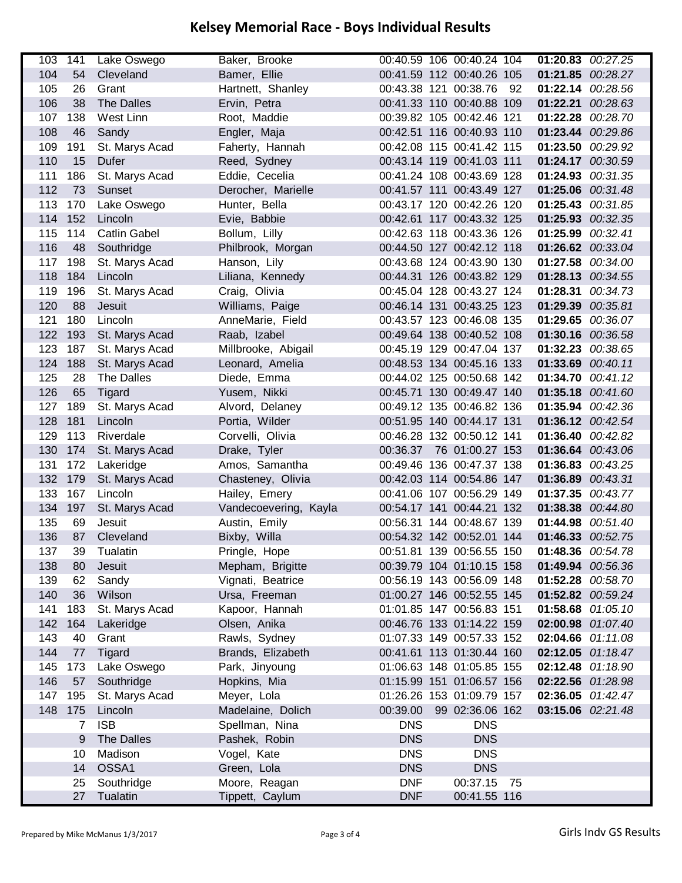# Kelsey Memorial Race - Boys Individual Results

| | | | | | | | | | |
|---|---|---|---|---|---|---|---|---|---|
| 103 | 141 | Lake Oswego | Baker, Brooke | 00:40.59 | 106 | 00:40.24 | 104 | **01:20.83** | *00:27.25* |
| 104 | 54 | Cleveland | Bamer, Ellie | 00:41.59 | 112 | 00:40.26 | 105 | **01:21.85** | *00:28.27* |
| 105 | 26 | Grant | Hartnett, Shanley | 00:43.38 | 121 | 00:38.76 | 92 | **01:22.14** | *00:28.56* |
| 106 | 38 | The Dalles | Ervin, Petra | 00:41.33 | 110 | 00:40.88 | 109 | **01:22.21** | *00:28.63* |
| 107 | 138 | West Linn | Root, Maddie | 00:39.82 | 105 | 00:42.46 | 121 | **01:22.28** | *00:28.70* |
| 108 | 46 | Sandy | Engler, Maja | 00:42.51 | 116 | 00:40.93 | 110 | **01:23.44** | *00:29.86* |
| 109 | 191 | St. Marys Acad | Faherty, Hannah | 00:42.08 | 115 | 00:41.42 | 115 | **01:23.50** | *00:29.92* |
| 110 | 15 | Dufer | Reed, Sydney | 00:43.14 | 119 | 00:41.03 | 111 | **01:24.17** | *00:30.59* |
| 111 | 186 | St. Marys Acad | Eddie, Cecelia | 00:41.24 | 108 | 00:43.69 | 128 | **01:24.93** | *00:31.35* |
| 112 | 73 | Sunset | Derocher, Marielle | 00:41.57 | 111 | 00:43.49 | 127 | **01:25.06** | *00:31.48* |
| 113 | 170 | Lake Oswego | Hunter, Bella | 00:43.17 | 120 | 00:42.26 | 120 | **01:25.43** | *00:31.85* |
| 114 | 152 | Lincoln | Evie, Babbie | 00:42.61 | 117 | 00:43.32 | 125 | **01:25.93** | *00:32.35* |
| 115 | 114 | Catlin Gabel | Bollum, Lilly | 00:42.63 | 118 | 00:43.36 | 126 | **01:25.99** | *00:32.41* |
| 116 | 48 | Southridge | Philbrook, Morgan | 00:44.50 | 127 | 00:42.12 | 118 | **01:26.62** | *00:33.04* |
| 117 | 198 | St. Marys Acad | Hanson, Lily | 00:43.68 | 124 | 00:43.90 | 130 | **01:27.58** | *00:34.00* |
| 118 | 184 | Lincoln | Liliana, Kennedy | 00:44.31 | 126 | 00:43.82 | 129 | **01:28.13** | *00:34.55* |
| 119 | 196 | St. Marys Acad | Craig, Olivia | 00:45.04 | 128 | 00:43.27 | 124 | **01:28.31** | *00:34.73* |
| 120 | 88 | Jesuit | Williams, Paige | 00:46.14 | 131 | 00:43.25 | 123 | **01:29.39** | *00:35.81* |
| 121 | 180 | Lincoln | AnneMarie, Field | 00:43.57 | 123 | 00:46.08 | 135 | **01:29.65** | *00:36.07* |
| 122 | 193 | St. Marys Acad | Raab, Izabel | 00:49.64 | 138 | 00:40.52 | 108 | **01:30.16** | *00:36.58* |
| 123 | 187 | St. Marys Acad | Millbrooke, Abigail | 00:45.19 | 129 | 00:47.04 | 137 | **01:32.23** | *00:38.65* |
| 124 | 188 | St. Marys Acad | Leonard, Amelia | 00:48.53 | 134 | 00:45.16 | 133 | **01:33.69** | *00:40.11* |
| 125 | 28 | The Dalles | Diede, Emma | 00:44.02 | 125 | 00:50.68 | 142 | **01:34.70** | *00:41.12* |
| 126 | 65 | Tigard | Yusem, Nikki | 00:45.71 | 130 | 00:49.47 | 140 | **01:35.18** | *00:41.60* |
| 127 | 189 | St. Marys Acad | Alvord, Delaney | 00:49.12 | 135 | 00:46.82 | 136 | **01:35.94** | *00:42.36* |
| 128 | 181 | Lincoln | Portia, Wilder | 00:51.95 | 140 | 00:44.17 | 131 | **01:36.12** | *00:42.54* |
| 129 | 113 | Riverdale | Corvelli, Olivia | 00:46.28 | 132 | 00:50.12 | 141 | **01:36.40** | *00:42.82* |
| 130 | 174 | St. Marys Acad | Drake, Tyler | 00:36.37 | 76 | 01:00.27 | 153 | **01:36.64** | *00:43.06* |
| 131 | 172 | Lakeridge | Amos, Samantha | 00:49.46 | 136 | 00:47.37 | 138 | **01:36.83** | *00:43.25* |
| 132 | 179 | St. Marys Acad | Chasteney, Olivia | 00:42.03 | 114 | 00:54.86 | 147 | **01:36.89** | *00:43.31* |
| 133 | 167 | Lincoln | Hailey, Emery | 00:41.06 | 107 | 00:56.29 | 149 | **01:37.35** | *00:43.77* |
| 134 | 197 | St. Marys Acad | Vandecoevering, Kayla | 00:54.17 | 141 | 00:44.21 | 132 | **01:38.38** | *00:44.80* |
| 135 | 69 | Jesuit | Austin, Emily | 00:56.31 | 144 | 00:48.67 | 139 | **01:44.98** | *00:51.40* |
| 136 | 87 | Cleveland | Bixby, Willa | 00:54.32 | 142 | 00:52.01 | 144 | **01:46.33** | *00:52.75* |
| 137 | 39 | Tualatin | Pringle, Hope | 00:51.81 | 139 | 00:56.55 | 150 | **01:48.36** | *00:54.78* |
| 138 | 80 | Jesuit | Mepham, Brigitte | 00:39.79 | 104 | 01:10.15 | 158 | **01:49.94** | *00:56.36* |
| 139 | 62 | Sandy | Vignati, Beatrice | 00:56.19 | 143 | 00:56.09 | 148 | **01:52.28** | *00:58.70* |
| 140 | 36 | Wilson | Ursa, Freeman | 01:00.27 | 146 | 00:52.55 | 145 | **01:52.82** | *00:59.24* |
| 141 | 183 | St. Marys Acad | Kapoor, Hannah | 01:01.85 | 147 | 00:56.83 | 151 | **01:58.68** | *01:05.10* |
| 142 | 164 | Lakeridge | Olsen, Anika | 00:46.76 | 133 | 01:14.22 | 159 | **02:00.98** | *01:07.40* |
| 143 | 40 | Grant | Rawls, Sydney | 01:07.33 | 149 | 00:57.33 | 152 | **02:04.66** | *01:11.08* |
| 144 | 77 | Tigard | Brands, Elizabeth | 00:41.61 | 113 | 01:30.44 | 160 | **02:12.05** | *01:18.47* |
| 145 | 173 | Lake Oswego | Park, Jinyoung | 01:06.63 | 148 | 01:05.85 | 155 | **02:12.48** | *01:18.90* |
| 146 | 57 | Southridge | Hopkins, Mia | 01:15.99 | 151 | 01:06.57 | 156 | **02:22.56** | *01:28.98* |
| 147 | 195 | St. Marys Acad | Meyer, Lola | 01:26.26 | 153 | 01:09.79 | 157 | **02:36.05** | *01:42.47* |
| 148 | 175 | Lincoln | Madelaine, Dolich | 00:39.00 | 99 | 02:36.06 | 162 | **03:15.06** | *02:21.48* |
| | 7 | ISB | Spellman, Nina | DNS | | DNS | | | |
| | 9 | The Dalles | Pashek, Robin | DNS | | DNS | | | |
| | 10 | Madison | Vogel, Kate | DNS | | DNS | | | |
| | 14 | OSSA1 | Green, Lola | DNS | | DNS | | | |
| | 25 | Southridge | Moore, Reagan | DNF | | 00:37.15 | 75 | | |
| | 27 | Tualatin | Tippett, Caylum | DNF | | 00:41.55 | 116 | | |

Prepared by Mike McManus 1/3/2017

Girls Indv GS Results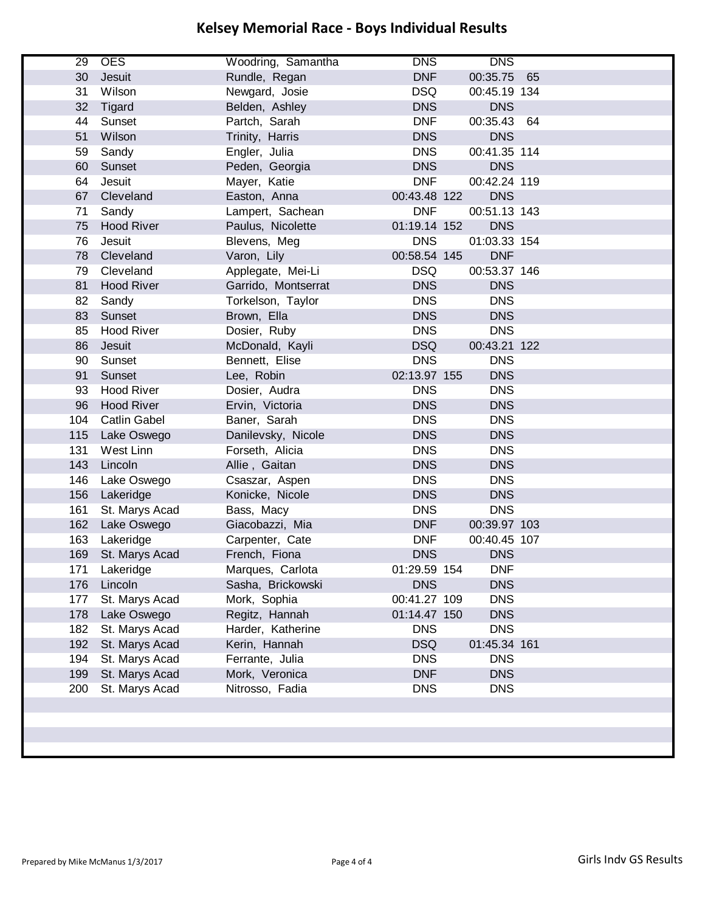# Kelsey Memorial Race - Boys Individual Results

| | | | | |
|---|---|---|---|---|
| 29 | OES | Woodring, Samantha | DNS | DNS |
| 30 | Jesuit | Rundle, Regan | DNF | 00:35.75 65 |
| 31 | Wilson | Newgard, Josie | DSQ | 00:45.19 134 |
| 32 | Tigard | Belden, Ashley | DNS | DNS |
| 44 | Sunset | Partch, Sarah | DNF | 00:35.43 64 |
| 51 | Wilson | Trinity, Harris | DNS | DNS |
| 59 | Sandy | Engler, Julia | DNS | 00:41.35 114 |
| 60 | Sunset | Peden, Georgia | DNS | DNS |
| 64 | Jesuit | Mayer, Katie | DNF | 00:42.24 119 |
| 67 | Cleveland | Easton, Anna | 00:43.48 122 | DNS |
| 71 | Sandy | Lampert, Sachean | DNF | 00:51.13 143 |
| 75 | Hood River | Paulus, Nicolette | 01:19.14 152 | DNS |
| 76 | Jesuit | Blevens, Meg | DNS | 01:03.33 154 |
| 78 | Cleveland | Varon, Lily | 00:58.54 145 | DNF |
| 79 | Cleveland | Applegate, Mei-Li | DSQ | 00:53.37 146 |
| 81 | Hood River | Garrido, Montserrat | DNS | DNS |
| 82 | Sandy | Torkelson, Taylor | DNS | DNS |
| 83 | Sunset | Brown, Ella | DNS | DNS |
| 85 | Hood River | Dosier, Ruby | DNS | DNS |
| 86 | Jesuit | McDonald, Kayli | DSQ | 00:43.21 122 |
| 90 | Sunset | Bennett, Elise | DNS | DNS |
| 91 | Sunset | Lee, Robin | 02:13.97 155 | DNS |
| 93 | Hood River | Dosier, Audra | DNS | DNS |
| 96 | Hood River | Ervin, Victoria | DNS | DNS |
| 104 | Catlin Gabel | Baner, Sarah | DNS | DNS |
| 115 | Lake Oswego | Danilevsky, Nicole | DNS | DNS |
| 131 | West Linn | Forseth, Alicia | DNS | DNS |
| 143 | Lincoln | Allie , Gaitan | DNS | DNS |
| 146 | Lake Oswego | Csaszar, Aspen | DNS | DNS |
| 156 | Lakeridge | Konicke, Nicole | DNS | DNS |
| 161 | St. Marys Acad | Bass, Macy | DNS | DNS |
| 162 | Lake Oswego | Giacobazzi, Mia | DNF | 00:39.97 103 |
| 163 | Lakeridge | Carpenter, Cate | DNF | 00:40.45 107 |
| 169 | St. Marys Acad | French, Fiona | DNS | DNS |
| 171 | Lakeridge | Marques, Carlota | 01:29.59 154 | DNF |
| 176 | Lincoln | Sasha, Brickowski | DNS | DNS |
| 177 | St. Marys Acad | Mork, Sophia | 00:41.27 109 | DNS |
| 178 | Lake Oswego | Regitz, Hannah | 01:14.47 150 | DNS |
| 182 | St. Marys Acad | Harder, Katherine | DNS | DNS |
| 192 | St. Marys Acad | Kerin, Hannah | DSQ | 01:45.34 161 |
| 194 | St. Marys Acad | Ferrante, Julia | DNS | DNS |
| 199 | St. Marys Acad | Mork, Veronica | DNF | DNS |
| 200 | St. Marys Acad | Nitrosso, Fadia | DNS | DNS |

Prepared by Mike McManus 1/3/2017

Girls Indv GS Results